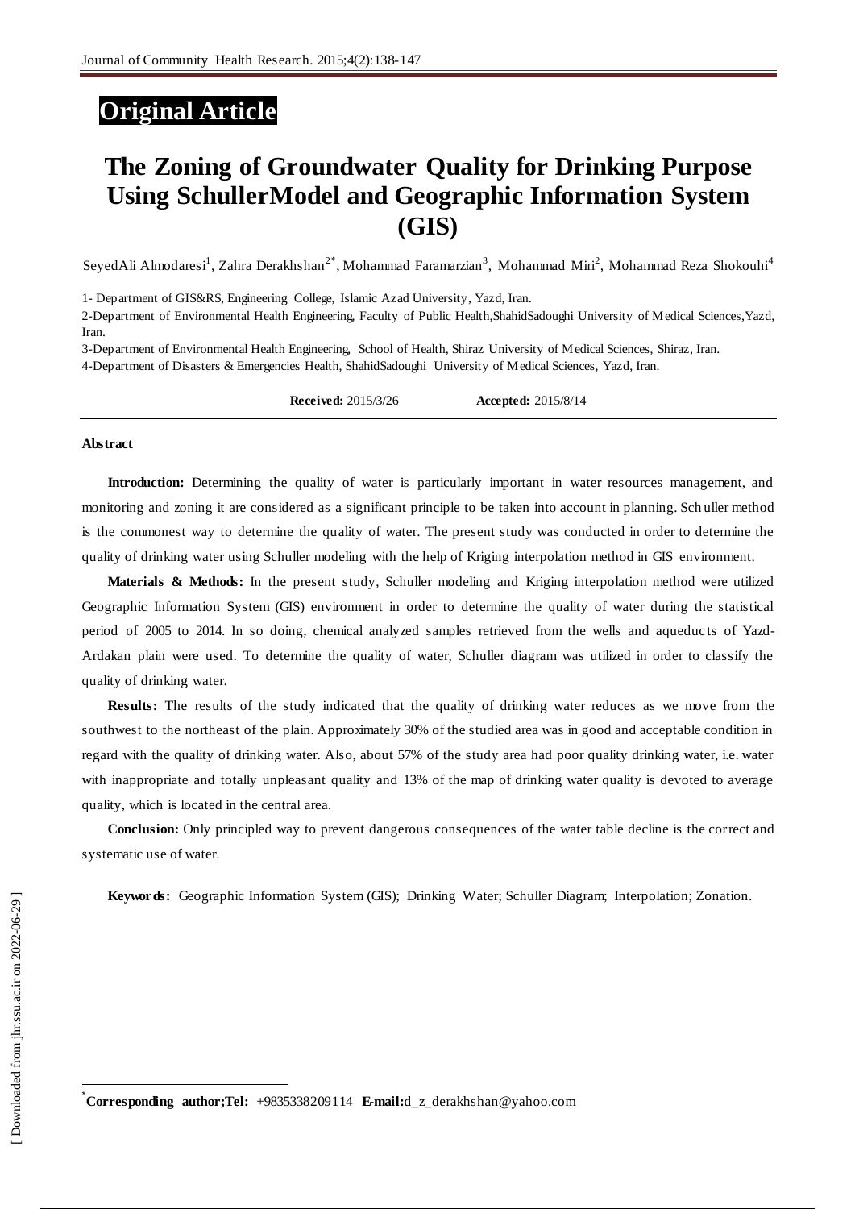**Original Article**

# The Zoning of Groundwater Quality for Drinking Purpose Using SchullerModel and Geographic Information System (GIS)

SeyedAli Almodaresi[1], Zahra Derakhshan[2*], Mohammad Faramarzian[3], Mohammad Miri[2], Mohammad Reza Shokouhi[4]

1- Department of GIS&RS, Engineering College, Islamic Azad University, Yazd, Iran.

2-Department of Environmental Health Engineering, Faculty of Public Health,ShahidSadoughi University of Medical Sciences,Yazd, Iran.

3-Department of Environmental Health Engineering, School of Health, Shiraz University of Medical Sciences, Shiraz, Iran.

4-Department of Disasters & Emergencies Health, ShahidSadoughi University of Medical Sciences, Yazd, Iran.

**Received:** 2015/3/26 **Accepted:** 2015/8/14

## Abstract

**Introduction:** Determining the quality of water is particularly important in water resources management, and monitoring and zoning it are considered as a significant principle to be taken into account in planning. Schuller method is the commonest way to determine the quality of water. The present study was conducted in order to determine the quality of drinking water using Schuller modeling with the help of Kriging interpolation method in GIS environment.

**Materials & Methods:** In the present study, Schuller modeling and Kriging interpolation method were utilized Geographic Information System (GIS) environment in order to determine the quality of water during the statistical period of 2005 to 2014. In so doing, chemical analyzed samples retrieved from the wells and aqueducts of Yazd-Ardakan plain were used. To determine the quality of water, Schuller diagram was utilized in order to classify the quality of drinking water.

**Results:** The results of the study indicated that the quality of drinking water reduces as we move from the southwest to the northeast of the plain. Approximately 30% of the studied area was in good and acceptable condition in regard with the quality of drinking water. Also, about 57% of the study area had poor quality drinking water, i.e. water with inappropriate and totally unpleasant quality and 13% of the map of drinking water quality is devoted to average quality, which is located in the central area.

**Conclusion:** Only principled way to prevent dangerous consequences of the water table decline is the correct and systematic use of water.

**Keywords:** Geographic Information System (GIS); Drinking Water; Schuller Diagram; Interpolation; Zonation.

---

*Corresponding author;Tel: +9835338209114 E-mail:d_z_derakhshan@yahoo.com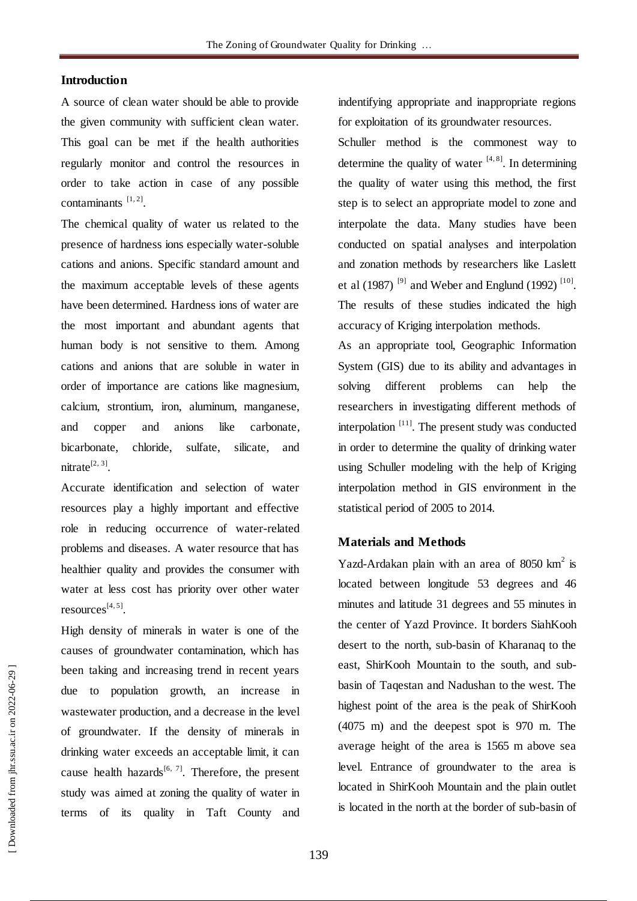## Introduction

A source of clean water should be able to provide the given community with sufficient clean water. This goal can be met if the health authorities regularly monitor and control the resources in order to take action in case of any possible contaminants [1, 2].

The chemical quality of water us related to the presence of hardness ions especially water-soluble cations and anions. Specific standard amount and the maximum acceptable levels of these agents have been determined. Hardness ions of water are the most important and abundant agents that human body is not sensitive to them. Among cations and anions that are soluble in water in order of importance are cations like magnesium, calcium, strontium, iron, aluminum, manganese, and copper and anions like carbonate, bicarbonate, chloride, sulfate, silicate, and nitrate[2, 3].

Accurate identification and selection of water resources play a highly important and effective role in reducing occurrence of water-related problems and diseases. A water resource that has healthier quality and provides the consumer with water at less cost has priority over other water resources[4, 5].

High density of minerals in water is one of the causes of groundwater contamination, which has been taking and increasing trend in recent years due to population growth, an increase in wastewater production, and a decrease in the level of groundwater. If the density of minerals in drinking water exceeds an acceptable limit, it can cause health hazards[6, 7]. Therefore, the present study was aimed at zoning the quality of water in terms of its quality in Taft County and indentifying appropriate and inappropriate regions for exploitation of its groundwater resources.

Schuller method is the commonest way to determine the quality of water [4, 8]. In determining the quality of water using this method, the first step is to select an appropriate model to zone and interpolate the data. Many studies have been conducted on spatial analyses and interpolation and zonation methods by researchers like Laslett et al (1987) [9] and Weber and Englund (1992) [10]. The results of these studies indicated the high accuracy of Kriging interpolation methods.

As an appropriate tool, Geographic Information System (GIS) due to its ability and advantages in solving different problems can help the researchers in investigating different methods of interpolation [11]. The present study was conducted in order to determine the quality of drinking water using Schuller modeling with the help of Kriging interpolation method in GIS environment in the statistical period of 2005 to 2014.

## Materials and Methods

Yazd-Ardakan plain with an area of 8050 km$^2$ is located between longitude 53 degrees and 46 minutes and latitude 31 degrees and 55 minutes in the center of Yazd Province. It borders SiahKooh desert to the north, sub-basin of Kharanaq to the east, ShirKooh Mountain to the south, and sub-basin of Taqestan and Nadushan to the west. The highest point of the area is the peak of ShirKooh (4075 m) and the deepest spot is 970 m. The average height of the area is 1565 m above sea level. Entrance of groundwater to the area is located in ShirKooh Mountain and the plain outlet is located in the north at the border of sub-basin of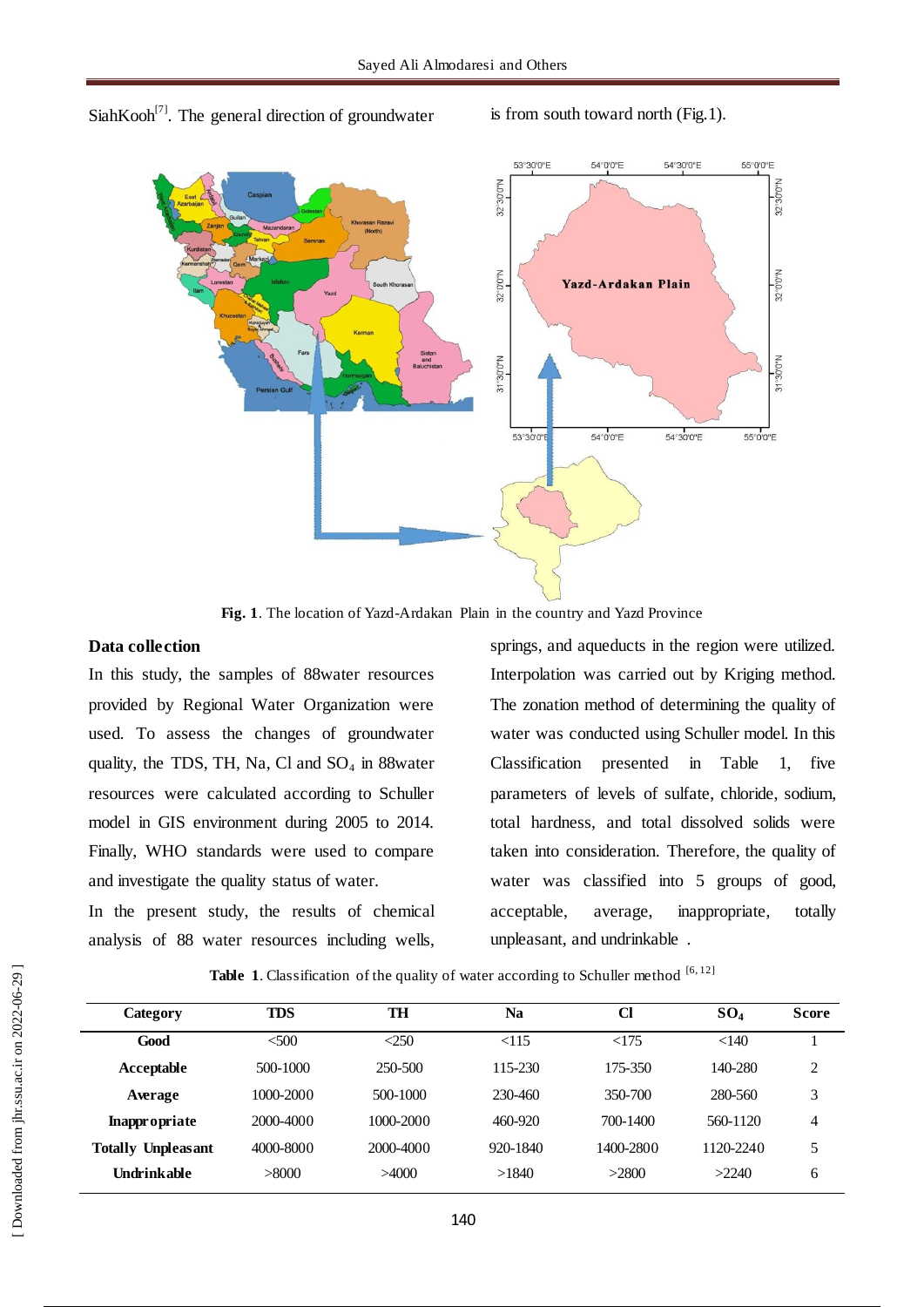SiahKooh[7]. The general direction of groundwater is from south toward north (Fig.1).

**Fig. 1**. The location of Yazd-Ardakan Plain in the country and Yazd Province

### Data collection

In this study, the samples of 88water resources provided by Regional Water Organization were used. To assess the changes of groundwater quality, the TDS, TH, Na, Cl and $SO_4$ in 88water resources were calculated according to Schuller model in GIS environment during 2005 to 2014. Finally, WHO standards were used to compare and investigate the quality status of water.

In the present study, the results of chemical analysis of 88 water resources including wells, springs, and aqueducts in the region were utilized. Interpolation was carried out by Kriging method. The zonation method of determining the quality of water was conducted using Schuller model. In this Classification presented in Table 1, five parameters of levels of sulfate, chloride, sodium, total hardness, and total dissolved solids were taken into consideration. Therefore, the quality of water was classified into 5 groups of good, acceptable, average, inappropriate, totally unpleasant, and undrinkable .

**Table 1**. Classification of the quality of water according to Schuller method [6, 12]

| Category | TDS | TH | Na | Cl | $SO_4$ | Score |
|---|---|---|---|---|---|---|
| **Good** | <500 | <250 | <115 | <175 | <140 | 1 |
| **Acceptable** | 500-1000 | 250-500 | 115-230 | 175-350 | 140-280 | 2 |
| **Average** | 1000-2000 | 500-1000 | 230-460 | 350-700 | 280-560 | 3 |
| **Inappropriate** | 2000-4000 | 1000-2000 | 460-920 | 700-1400 | 560-1120 | 4 |
| **Totally Unpleasant** | 4000-8000 | 2000-4000 | 920-1840 | 1400-2800 | 1120-2240 | 5 |
| **Undrinkable** | >8000 | >4000 | >1840 | >2800 | >2240 | 6 |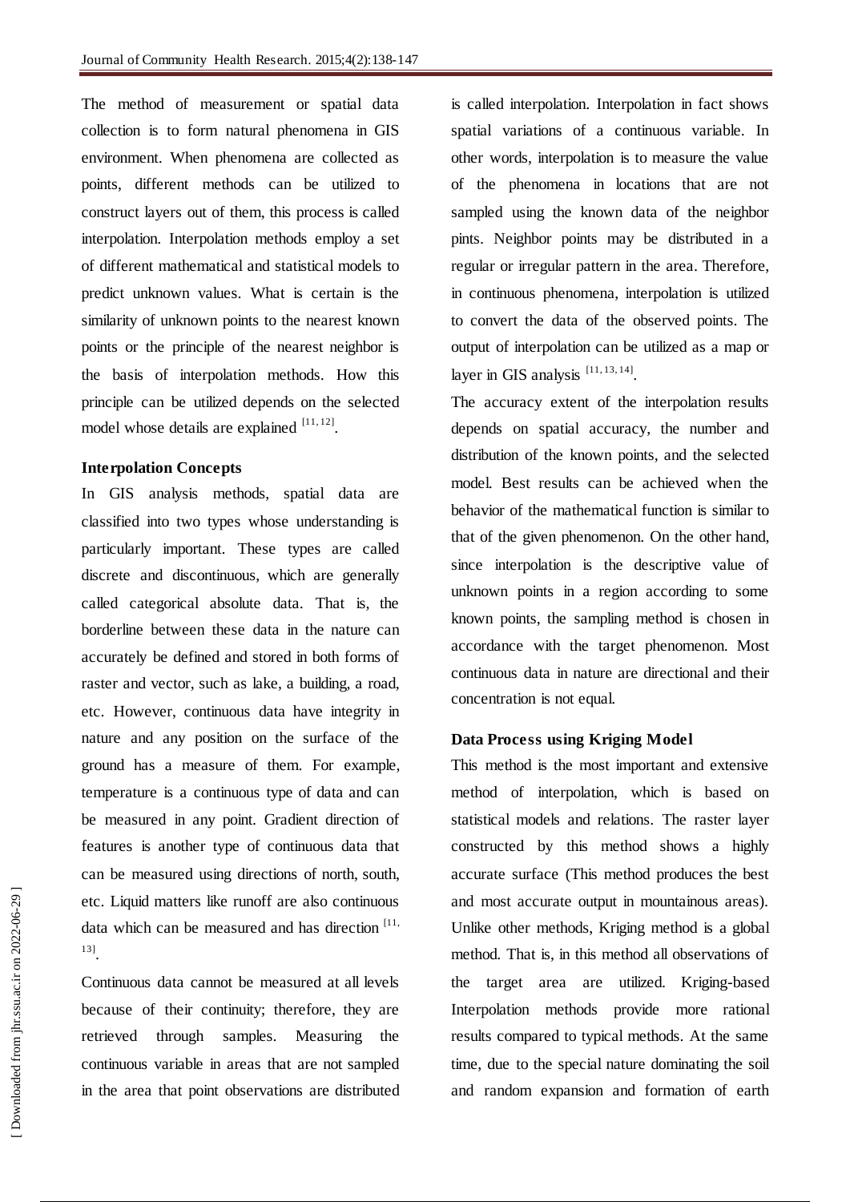The method of measurement or spatial data collection is to form natural phenomena in GIS environment. When phenomena are collected as points, different methods can be utilized to construct layers out of them, this process is called interpolation. Interpolation methods employ a set of different mathematical and statistical models to predict unknown values. What is certain is the similarity of unknown points to the nearest known points or the principle of the nearest neighbor is the basis of interpolation methods. How this principle can be utilized depends on the selected model whose details are explained [11, 12].

**Interpolation Concepts**

In GIS analysis methods, spatial data are classified into two types whose understanding is particularly important. These types are called discrete and discontinuous, which are generally called categorical absolute data. That is, the borderline between these data in the nature can accurately be defined and stored in both forms of raster and vector, such as lake, a building, a road, etc. However, continuous data have integrity in nature and any position on the surface of the ground has a measure of them. For example, temperature is a continuous type of data and can be measured in any point. Gradient direction of features is another type of continuous data that can be measured using directions of north, south, etc. Liquid matters like runoff are also continuous data which can be measured and has direction [11, 13].

Continuous data cannot be measured at all levels because of their continuity; therefore, they are retrieved through samples. Measuring the continuous variable in areas that are not sampled in the area that point observations are distributed is called interpolation. Interpolation in fact shows spatial variations of a continuous variable. In other words, interpolation is to measure the value of the phenomena in locations that are not sampled using the known data of the neighbor pints. Neighbor points may be distributed in a regular or irregular pattern in the area. Therefore, in continuous phenomena, interpolation is utilized to convert the data of the observed points. The output of interpolation can be utilized as a map or layer in GIS analysis [11, 13, 14].

The accuracy extent of the interpolation results depends on spatial accuracy, the number and distribution of the known points, and the selected model. Best results can be achieved when the behavior of the mathematical function is similar to that of the given phenomenon. On the other hand, since interpolation is the descriptive value of unknown points in a region according to some known points, the sampling method is chosen in accordance with the target phenomenon. Most continuous data in nature are directional and their concentration is not equal.

**Data Process using Kriging Model**

This method is the most important and extensive method of interpolation, which is based on statistical models and relations. The raster layer constructed by this method shows a highly accurate surface (This method produces the best and most accurate output in mountainous areas). Unlike other methods, Kriging method is a global method. That is, in this method all observations of the target area are utilized. Kriging-based Interpolation methods provide more rational results compared to typical methods. At the same time, due to the special nature dominating the soil and random expansion and formation of earth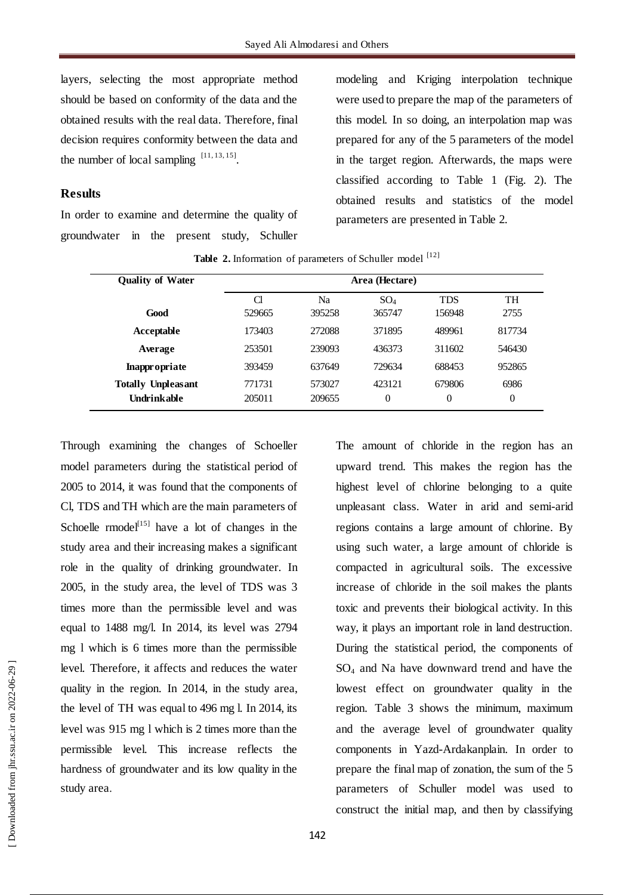layers, selecting the most appropriate method should be based on conformity of the data and the obtained results with the real data. Therefore, final decision requires conformity between the data and the number of local sampling [11, 13, 15].

## Results

In order to examine and determine the quality of groundwater in the present study, Schuller modeling and Kriging interpolation technique were used to prepare the map of the parameters of this model. In so doing, an interpolation map was prepared for any of the 5 parameters of the model in the target region. Afterwards, the maps were classified according to Table 1 (Fig. 2). The obtained results and statistics of the model parameters are presented in Table 2.

**Table 2.** Information of parameters of Schuller model [12]

| Quality of Water | Area (Hectare) | | | | |
|---|---|---|---|---|---|
| | Cl | Na | $SO_4$ | TDS | TH |
| **Good** | 529665 | 395258 | 365747 | 156948 | 2755 |
| **Acceptable** | 173403 | 272088 | 371895 | 489961 | 817734 |
| **Average** | 253501 | 239093 | 436373 | 311602 | 546430 |
| **Inappropriate** | 393459 | 637649 | 729634 | 688453 | 952865 |
| **Totally Unpleasant** | 771731 | 573027 | 423121 | 679806 | 6986 |
| **Undrinkable** | 205011 | 209655 | 0 | 0 | 0 |

Through examining the changes of Schoeller model parameters during the statistical period of 2005 to 2014, it was found that the components of Cl, TDS and TH which are the main parameters of Schoelle rmodel[15] have a lot of changes in the study area and their increasing makes a significant role in the quality of drinking groundwater. In 2005, in the study area, the level of TDS was 3 times more than the permissible level and was equal to 1488 mg/l. In 2014, its level was 2794 mg l which is 6 times more than the permissible level. Therefore, it affects and reduces the water quality in the region. In 2014, in the study area, the level of TH was equal to 496 mg l. In 2014, its level was 915 mg l which is 2 times more than the permissible level. This increase reflects the hardness of groundwater and its low quality in the study area.

The amount of chloride in the region has an upward trend. This makes the region has the highest level of chlorine belonging to a quite unpleasant class. Water in arid and semi-arid regions contains a large amount of chlorine. By using such water, a large amount of chloride is compacted in agricultural soils. The excessive increase of chloride in the soil makes the plants toxic and prevents their biological activity. In this way, it plays an important role in land destruction. During the statistical period, the components of $SO_4$ and Na have downward trend and have the lowest effect on groundwater quality in the region. Table 3 shows the minimum, maximum and the average level of groundwater quality components in Yazd-Ardakanplain. In order to prepare the final map of zonation, the sum of the 5 parameters of Schuller model was used to construct the initial map, and then by classifying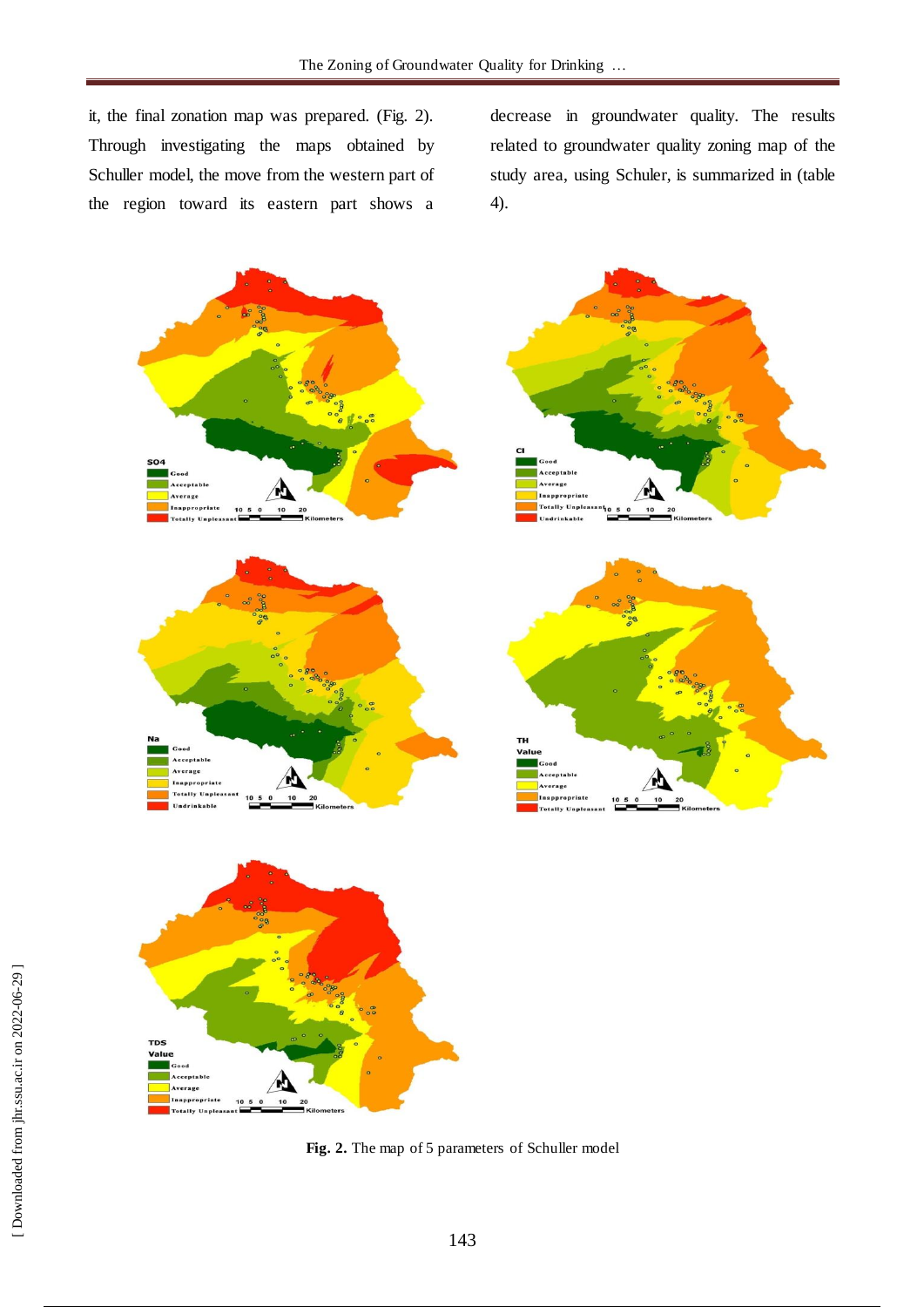it, the final zonation map was prepared. (Fig. 2). Through investigating the maps obtained by Schuller model, the move from the western part of the region toward its eastern part shows a decrease in groundwater quality. The results related to groundwater quality zoning map of the study area, using Schuler, is summarized in (table 4).

**Fig. 2.** The map of 5 parameters of Schuller model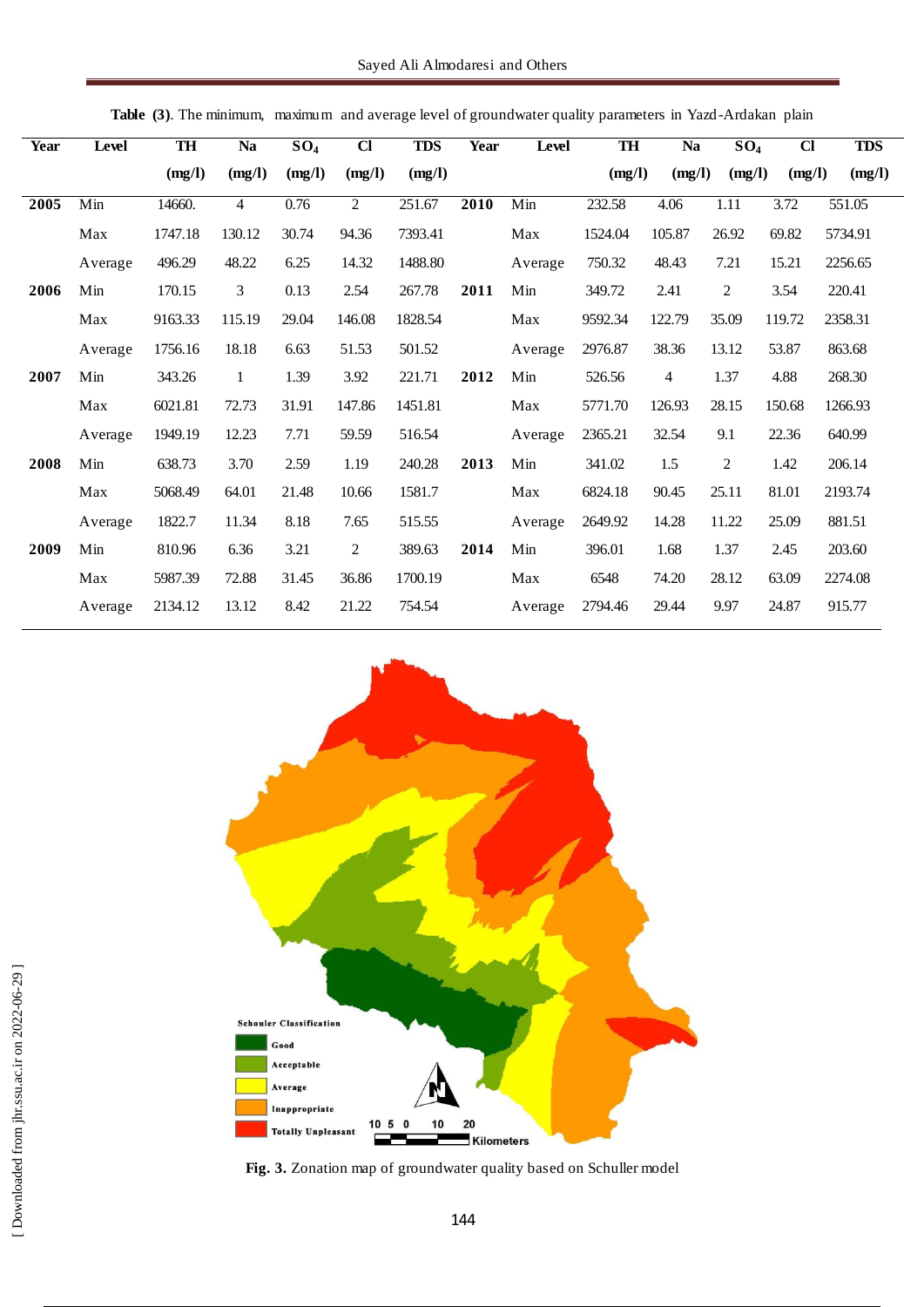**Table (3)**. The minimum, maximum and average level of groundwater quality parameters in Yazd-Ardakan plain

| Year | Level | TH (mg/l) | Na (mg/l) | $SO_4$ (mg/l) | Cl (mg/l) | TDS (mg/l) | Year | Level | TH (mg/l) | Na (mg/l) | $SO_4$ (mg/l) | Cl (mg/l) | TDS (mg/l) |
|---|---|---|---|---|---|---|---|---|---|---|---|---|---|
| **2005** | Min | 14660. | 4 | 0.76 | 2 | 251.67 | **2010** | Min | 232.58 | 4.06 | 1.11 | 3.72 | 551.05 |
| | Max | 1747.18 | 130.12 | 30.74 | 94.36 | 7393.41 | | Max | 1524.04 | 105.87 | 26.92 | 69.82 | 5734.91 |
| | Average | 496.29 | 48.22 | 6.25 | 14.32 | 1488.80 | | Average | 750.32 | 48.43 | 7.21 | 15.21 | 2256.65 |
| **2006** | Min | 170.15 | 3 | 0.13 | 2.54 | 267.78 | **2011** | Min | 349.72 | 2.41 | 2 | 3.54 | 220.41 |
| | Max | 9163.33 | 115.19 | 29.04 | 146.08 | 1828.54 | | Max | 9592.34 | 122.79 | 35.09 | 119.72 | 2358.31 |
| | Average | 1756.16 | 18.18 | 6.63 | 51.53 | 501.52 | | Average | 2976.87 | 38.36 | 13.12 | 53.87 | 863.68 |
| **2007** | Min | 343.26 | 1 | 1.39 | 3.92 | 221.71 | **2012** | Min | 526.56 | 4 | 1.37 | 4.88 | 268.30 |
| | Max | 6021.81 | 72.73 | 31.91 | 147.86 | 1451.81 | | Max | 5771.70 | 126.93 | 28.15 | 150.68 | 1266.93 |
| | Average | 1949.19 | 12.23 | 7.71 | 59.59 | 516.54 | | Average | 2365.21 | 32.54 | 9.1 | 22.36 | 640.99 |
| **2008** | Min | 638.73 | 3.70 | 2.59 | 1.19 | 240.28 | **2013** | Min | 341.02 | 1.5 | 2 | 1.42 | 206.14 |
| | Max | 5068.49 | 64.01 | 21.48 | 10.66 | 1581.7 | | Max | 6824.18 | 90.45 | 25.11 | 81.01 | 2193.74 |
| | Average | 1822.7 | 11.34 | 8.18 | 7.65 | 515.55 | | Average | 2649.92 | 14.28 | 11.22 | 25.09 | 881.51 |
| **2009** | Min | 810.96 | 6.36 | 3.21 | 2 | 389.63 | **2014** | Min | 396.01 | 1.68 | 1.37 | 2.45 | 203.60 |
| | Max | 5987.39 | 72.88 | 31.45 | 36.86 | 1700.19 | | Max | 6548 | 74.20 | 28.12 | 63.09 | 2274.08 |
| | Average | 2134.12 | 13.12 | 8.42 | 21.22 | 754.54 | | Average | 2794.46 | 29.44 | 9.97 | 24.87 | 915.77 |

**Fig. 3.** Zonation map of groundwater quality based on Schuller model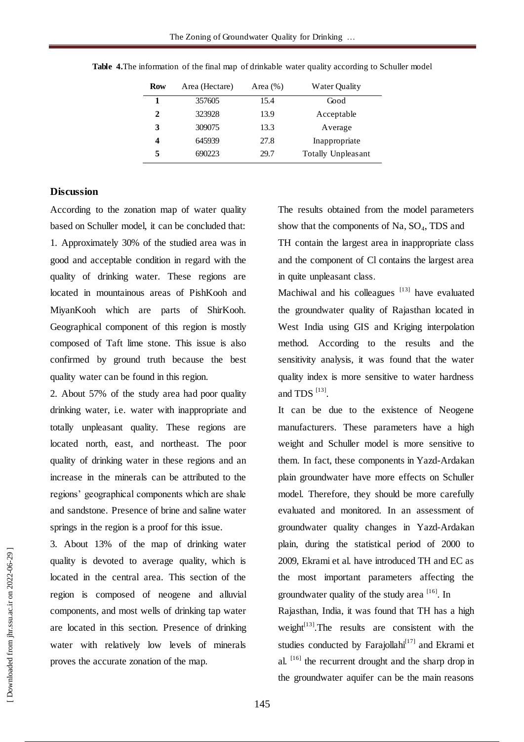**Table 4.** The information of the final map of drinkable water quality according to Schuller model

| Row | Area (Hectare) | Area (%) | Water Quality |
|---|---|---|---|
| 1 | 357605 | 15.4 | Good |
| 2 | 323928 | 13.9 | Acceptable |
| 3 | 309075 | 13.3 | Average |
| 4 | 645939 | 27.8 | Inappropriate |
| 5 | 690223 | 29.7 | Totally Unpleasant |

## Discussion

According to the zonation map of water quality based on Schuller model, it can be concluded that:

1. Approximately 30% of the studied area was in good and acceptable condition in regard with the quality of drinking water. These regions are located in mountainous areas of PishKooh and MiyanKooh which are parts of ShirKooh. Geographical component of this region is mostly composed of Taft lime stone. This issue is also confirmed by ground truth because the best quality water can be found in this region.

2. About 57% of the study area had poor quality drinking water, i.e. water with inappropriate and totally unpleasant quality. These regions are located north, east, and northeast. The poor quality of drinking water in these regions and an increase in the minerals can be attributed to the regions' geographical components which are shale and sandstone. Presence of brine and saline water springs in the region is a proof for this issue.

3. About 13% of the map of drinking water quality is devoted to average quality, which is located in the central area. This section of the region is composed of neogene and alluvial components, and most wells of drinking tap water are located in this section. Presence of drinking water with relatively low levels of minerals proves the accurate zonation of the map.

The results obtained from the model parameters show that the components of Na, $SO_4$, TDS and TH contain the largest area in inappropriate class and the component of Cl contains the largest area in quite unpleasant class.

Machiwal and his colleagues [13] have evaluated the groundwater quality of Rajasthan located in West India using GIS and Kriging interpolation method. According to the results and the sensitivity analysis, it was found that the water quality index is more sensitive to water hardness and TDS [13].

It can be due to the existence of Neogene manufacturers. These parameters have a high weight and Schuller model is more sensitive to them. In fact, these components in Yazd-Ardakan plain groundwater have more effects on Schuller model. Therefore, they should be more carefully evaluated and monitored. In an assessment of groundwater quality changes in Yazd-Ardakan plain, during the statistical period of 2000 to 2009, Ekrami et al. have introduced TH and EC as the most important parameters affecting the groundwater quality of the study area [16]. In Rajasthan, India, it was found that TH has a high weight[13].The results are consistent with the studies conducted by Farajollahi[17] and Ekrami et al. [16] the recurrent drought and the sharp drop in the groundwater aquifer can be the main reasons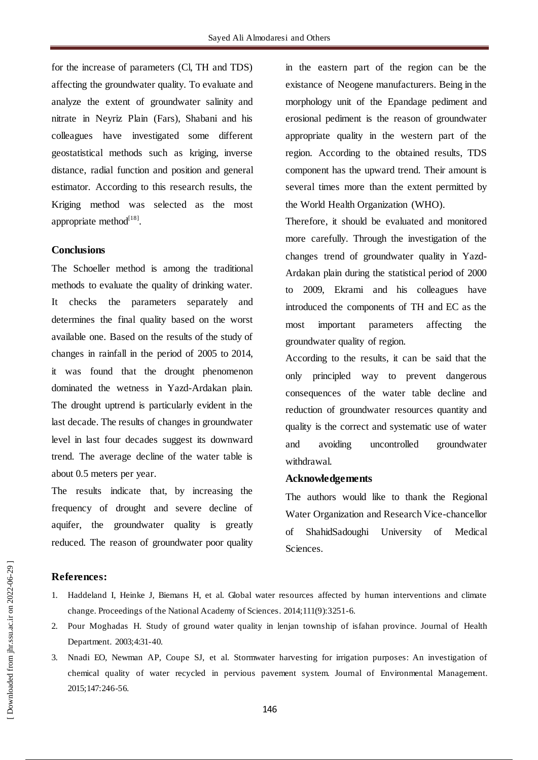for the increase of parameters (Cl, TH and TDS) affecting the groundwater quality. To evaluate and analyze the extent of groundwater salinity and nitrate in Neyriz Plain (Fars), Shabani and his colleagues have investigated some different geostatistical methods such as kriging, inverse distance, radial function and position and general estimator. According to this research results, the Kriging method was selected as the most appropriate method[18].

## Conclusions

The Schoeller method is among the traditional methods to evaluate the quality of drinking water. It checks the parameters separately and determines the final quality based on the worst available one. Based on the results of the study of changes in rainfall in the period of 2005 to 2014, it was found that the drought phenomenon dominated the wetness in Yazd-Ardakan plain. The drought uptrend is particularly evident in the last decade. The results of changes in groundwater level in last four decades suggest its downward trend. The average decline of the water table is about 0.5 meters per year.

The results indicate that, by increasing the frequency of drought and severe decline of aquifer, the groundwater quality is greatly reduced. The reason of groundwater poor quality in the eastern part of the region can be the existance of Neogene manufacturers. Being in the morphology unit of the Epandage pediment and erosional pediment is the reason of groundwater appropriate quality in the western part of the region. According to the obtained results, TDS component has the upward trend. Their amount is several times more than the extent permitted by the World Health Organization (WHO).

Therefore, it should be evaluated and monitored more carefully. Through the investigation of the changes trend of groundwater quality in Yazd-Ardakan plain during the statistical period of 2000 to 2009, Ekrami and his colleagues have introduced the components of TH and EC as the most important parameters affecting the groundwater quality of region.

According to the results, it can be said that the only principled way to prevent dangerous consequences of the water table decline and reduction of groundwater resources quantity and quality is the correct and systematic use of water and avoiding uncontrolled groundwater withdrawal.

## Acknowledgements

The authors would like to thank the Regional Water Organization and Research Vice-chancellor of ShahidSadoughi University of Medical Sciences.

## References:

1. Haddeland I, Heinke J, Biemans H, et al. Global water resources affected by human interventions and climate change. Proceedings of the National Academy of Sciences. 2014;111(9):3251-6.
2. Pour Moghadas H. Study of ground water quality in lenjan township of isfahan province. Journal of Health Department. 2003;4:31-40.
3. Nnadi EO, Newman AP, Coupe SJ, et al. Stormwater harvesting for irrigation purposes: An investigation of chemical quality of water recycled in pervious pavement system. Journal of Environmental Management. 2015;147:246-56.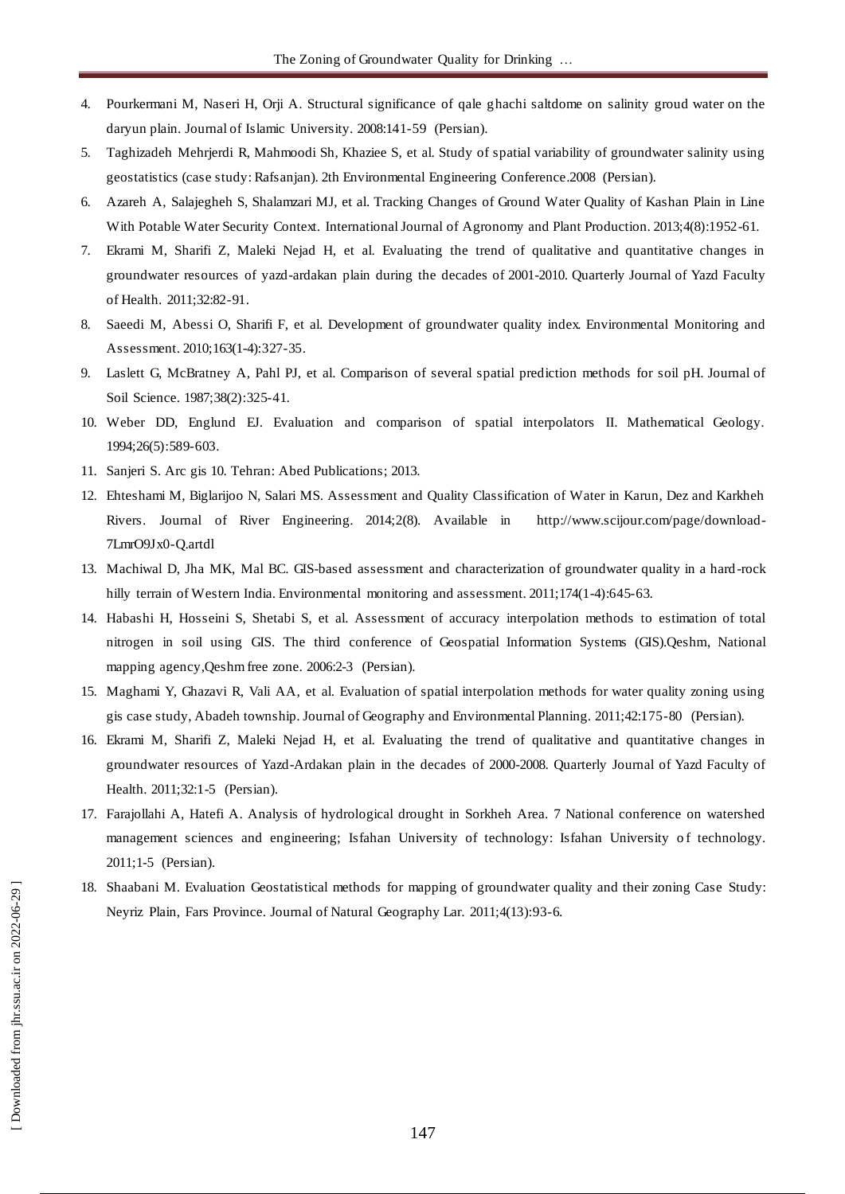4. Pourkermani M, Naseri H, Orji A. Structural significance of qale ghachi saltdome on salinity groud water on the daryun plain. Journal of Islamic University. 2008:141-59 (Persian).
5. Taghizadeh Mehrjerdi R, Mahmoodi Sh, Khaziee S, et al. Study of spatial variability of groundwater salinity using geostatistics (case study: Rafsanjan). 2th Environmental Engineering Conference.2008 (Persian).
6. Azareh A, Salajegheh S, Shalamzari MJ, et al. Tracking Changes of Ground Water Quality of Kashan Plain in Line With Potable Water Security Context. International Journal of Agronomy and Plant Production. 2013;4(8):1952-61.
7. Ekrami M, Sharifi Z, Maleki Nejad H, et al. Evaluating the trend of qualitative and quantitative changes in groundwater resources of yazd-ardakan plain during the decades of 2001-2010. Quarterly Journal of Yazd Faculty of Health. 2011;32:82-91.
8. Saeedi M, Abessi O, Sharifi F, et al. Development of groundwater quality index. Environmental Monitoring and Assessment. 2010;163(1-4):327-35.
9. Laslett G, McBratney A, Pahl PJ, et al. Comparison of several spatial prediction methods for soil pH. Journal of Soil Science. 1987;38(2):325-41.
10. Weber DD, Englund EJ. Evaluation and comparison of spatial interpolators II. Mathematical Geology. 1994;26(5):589-603.
11. Sanjeri S. Arc gis 10. Tehran: Abed Publications; 2013.
12. Ehteshami M, Biglarijoo N, Salari MS. Assessment and Quality Classification of Water in Karun, Dez and Karkheh Rivers. Journal of River Engineering. 2014;2(8). Available in http://www.scijour.com/page/download-7LmrO9Jx0-Q.artdl
13. Machiwal D, Jha MK, Mal BC. GIS-based assessment and characterization of groundwater quality in a hard-rock hilly terrain of Western India. Environmental monitoring and assessment. 2011;174(1-4):645-63.
14. Habashi H, Hosseini S, Shetabi S, et al. Assessment of accuracy interpolation methods to estimation of total nitrogen in soil using GIS. The third conference of Geospatial Information Systems (GIS).Qeshm, National mapping agency,Qeshm free zone. 2006:2-3 (Persian).
15. Maghami Y, Ghazavi R, Vali AA, et al. Evaluation of spatial interpolation methods for water quality zoning using gis case study, Abadeh township. Journal of Geography and Environmental Planning. 2011;42:175-80 (Persian).
16. Ekrami M, Sharifi Z, Maleki Nejad H, et al. Evaluating the trend of qualitative and quantitative changes in groundwater resources of Yazd-Ardakan plain in the decades of 2000-2008. Quarterly Journal of Yazd Faculty of Health. 2011;32:1-5 (Persian).
17. Farajollahi A, Hatefi A. Analysis of hydrological drought in Sorkheh Area. 7 National conference on watershed management sciences and engineering; Isfahan University of technology: Isfahan University of technology. 2011;1-5 (Persian).
18. Shaabani M. Evaluation Geostatistical methods for mapping of groundwater quality and their zoning Case Study: Neyriz Plain, Fars Province. Journal of Natural Geography Lar. 2011;4(13):93-6.